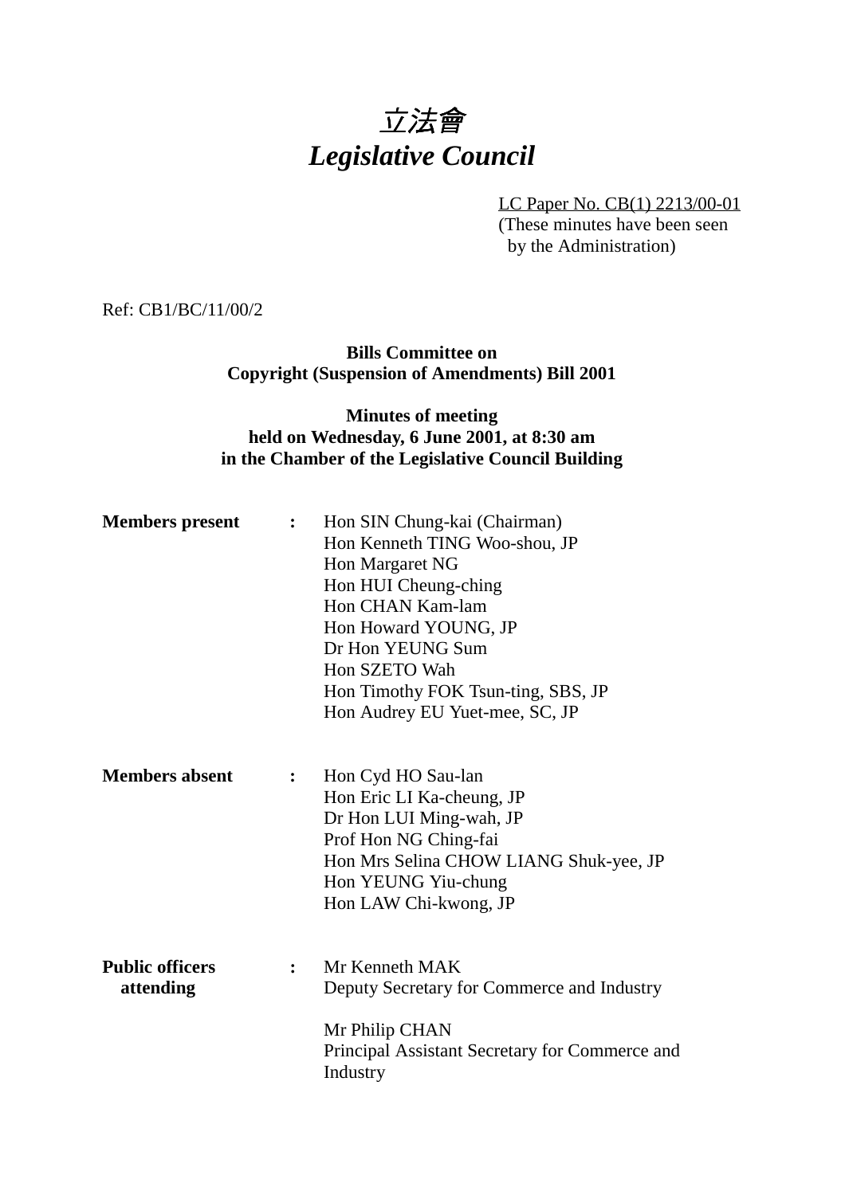# *立法會*
# *Legislative Council*

LC Paper No. CB(1) 2213/00-01
(These minutes have been seen by the Administration)

Ref: CB1/BC/11/00/2

**Bills Committee on**
**Copyright (Suspension of Amendments) Bill 2001**

**Minutes of meeting**
**held on Wednesday, 6 June 2001, at 8:30 am**
**in the Chamber of the Legislative Council Building**

| | | |
|---|---|---|
| **Members present** | : | Hon SIN Chung-kai (Chairman)<br>Hon Kenneth TING Woo-shou, JP<br>Hon Margaret NG<br>Hon HUI Cheung-ching<br>Hon CHAN Kam-lam<br>Hon Howard YOUNG, JP<br>Dr Hon YEUNG Sum<br>Hon SZETO Wah<br>Hon Timothy FOK Tsun-ting, SBS, JP<br>Hon Audrey EU Yuet-mee, SC, JP |
| **Members absent** | : | Hon Cyd HO Sau-lan<br>Hon Eric LI Ka-cheung, JP<br>Dr Hon LUI Ming-wah, JP<br>Prof Hon NG Ching-fai<br>Hon Mrs Selina CHOW LIANG Shuk-yee, JP<br>Hon YEUNG Yiu-chung<br>Hon LAW Chi-kwong, JP |
| **Public officers attending** | : | Mr Kenneth MAK<br>Deputy Secretary for Commerce and Industry<br><br>Mr Philip CHAN<br>Principal Assistant Secretary for Commerce and Industry |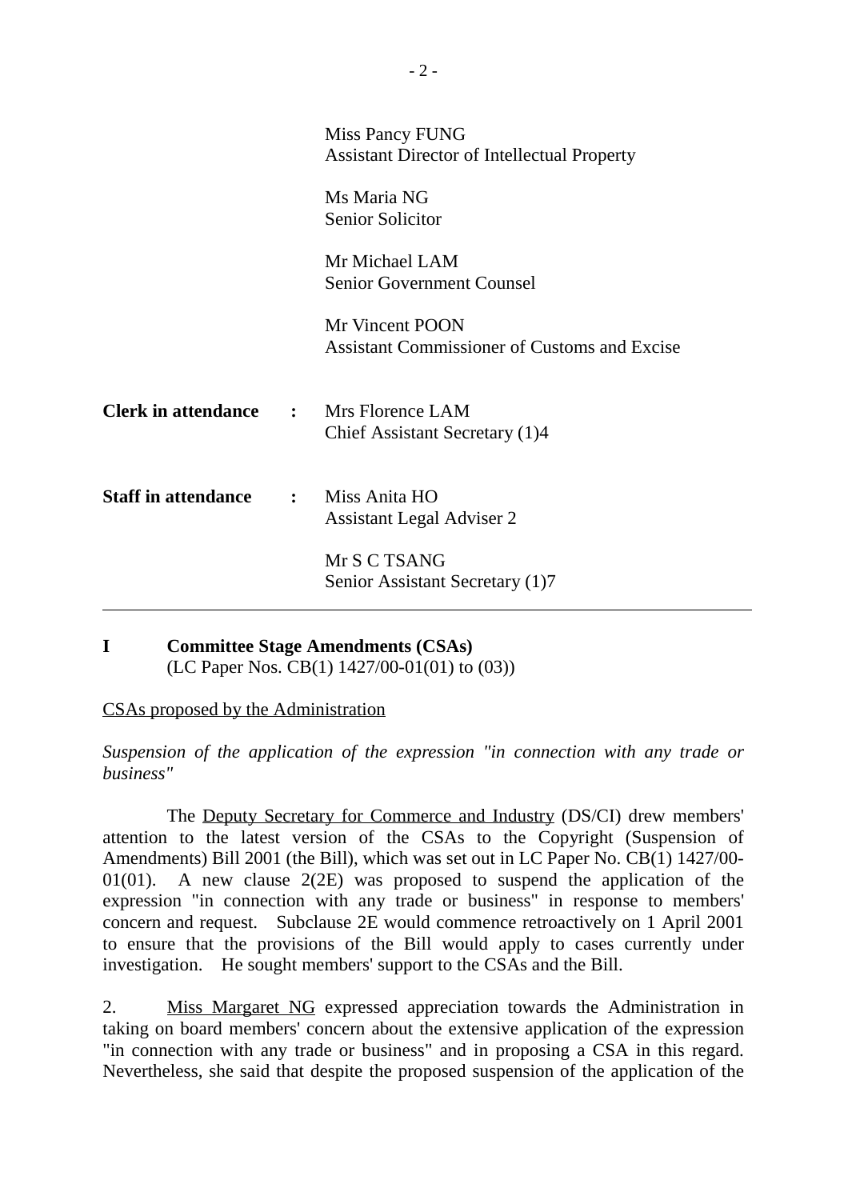Miss Pancy FUNG
Assistant Director of Intellectual Property

Ms Maria NG
Senior Solicitor

Mr Michael LAM
Senior Government Counsel

Mr Vincent POON
Assistant Commissioner of Customs and Excise

**Clerk in attendance** : Mrs Florence LAM
Chief Assistant Secretary (1)4

**Staff in attendance** : Miss Anita HO
Assistant Legal Adviser 2

Mr S C TSANG
Senior Assistant Secretary (1)7

---

## I Committee Stage Amendments (CSAs)

(LC Paper Nos. CB(1) 1427/00-01(01) to (03))

CSAs proposed by the Administration

*Suspension of the application of the expression "in connection with any trade or business"*

The Deputy Secretary for Commerce and Industry (DS/CI) drew members' attention to the latest version of the CSAs to the Copyright (Suspension of Amendments) Bill 2001 (the Bill), which was set out in LC Paper No. CB(1) 1427/00-01(01). A new clause 2(2E) was proposed to suspend the application of the expression "in connection with any trade or business" in response to members' concern and request. Subclause 2E would commence retroactively on 1 April 2001 to ensure that the provisions of the Bill would apply to cases currently under investigation. He sought members' support to the CSAs and the Bill.

2. Miss Margaret NG expressed appreciation towards the Administration in taking on board members' concern about the extensive application of the expression "in connection with any trade or business" and in proposing a CSA in this regard. Nevertheless, she said that despite the proposed suspension of the application of the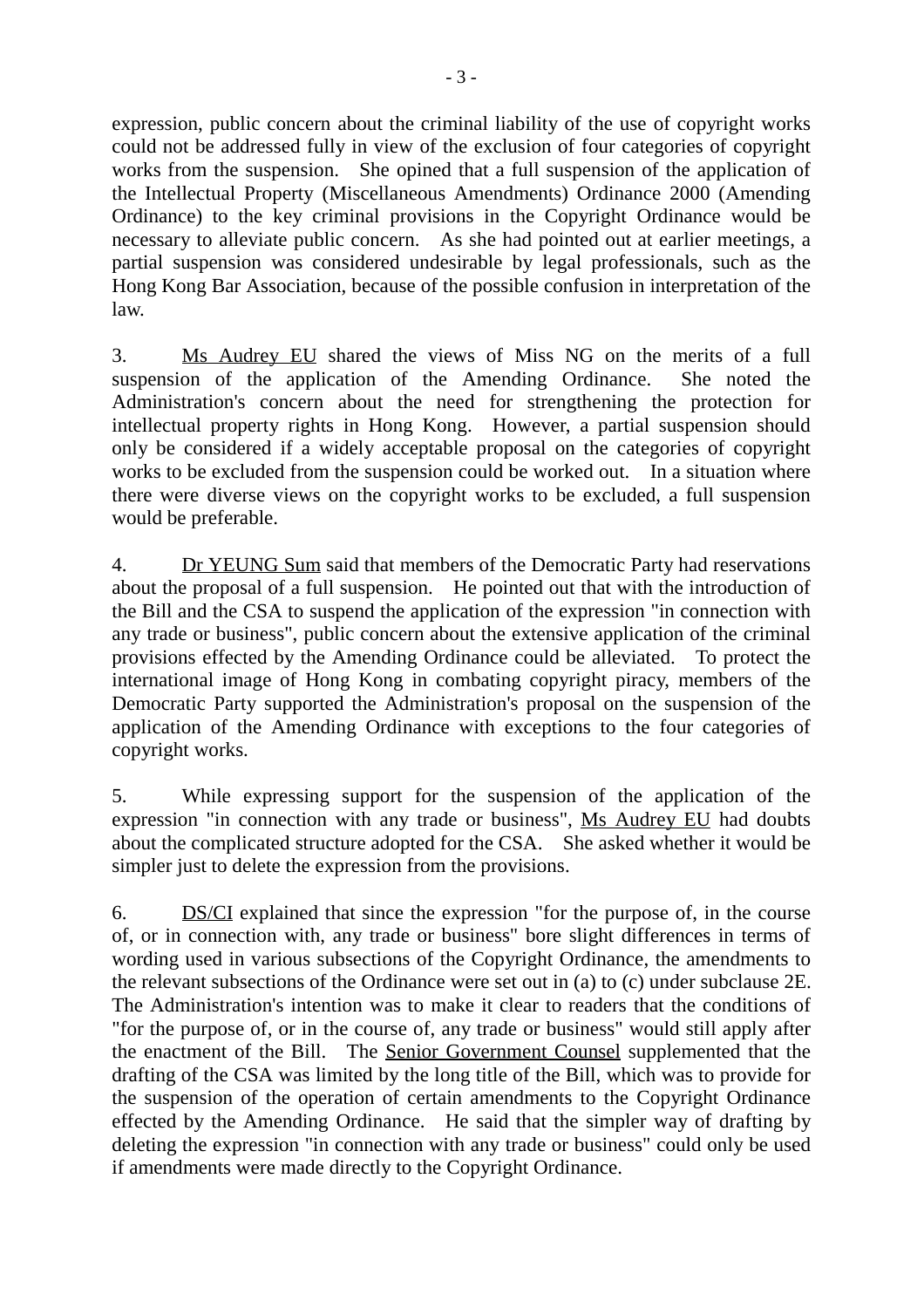expression, public concern about the criminal liability of the use of copyright works could not be addressed fully in view of the exclusion of four categories of copyright works from the suspension. She opined that a full suspension of the application of the Intellectual Property (Miscellaneous Amendments) Ordinance 2000 (Amending Ordinance) to the key criminal provisions in the Copyright Ordinance would be necessary to alleviate public concern. As she had pointed out at earlier meetings, a partial suspension was considered undesirable by legal professionals, such as the Hong Kong Bar Association, because of the possible confusion in interpretation of the law.

3. Ms Audrey EU shared the views of Miss NG on the merits of a full suspension of the application of the Amending Ordinance. She noted the Administration's concern about the need for strengthening the protection for intellectual property rights in Hong Kong. However, a partial suspension should only be considered if a widely acceptable proposal on the categories of copyright works to be excluded from the suspension could be worked out. In a situation where there were diverse views on the copyright works to be excluded, a full suspension would be preferable.

4. Dr YEUNG Sum said that members of the Democratic Party had reservations about the proposal of a full suspension. He pointed out that with the introduction of the Bill and the CSA to suspend the application of the expression "in connection with any trade or business", public concern about the extensive application of the criminal provisions effected by the Amending Ordinance could be alleviated. To protect the international image of Hong Kong in combating copyright piracy, members of the Democratic Party supported the Administration's proposal on the suspension of the application of the Amending Ordinance with exceptions to the four categories of copyright works.

5. While expressing support for the suspension of the application of the expression "in connection with any trade or business", Ms Audrey EU had doubts about the complicated structure adopted for the CSA. She asked whether it would be simpler just to delete the expression from the provisions.

6. DS/CI explained that since the expression "for the purpose of, in the course of, or in connection with, any trade or business" bore slight differences in terms of wording used in various subsections of the Copyright Ordinance, the amendments to the relevant subsections of the Ordinance were set out in (a) to (c) under subclause 2E. The Administration's intention was to make it clear to readers that the conditions of "for the purpose of, or in the course of, any trade or business" would still apply after the enactment of the Bill. The Senior Government Counsel supplemented that the drafting of the CSA was limited by the long title of the Bill, which was to provide for the suspension of the operation of certain amendments to the Copyright Ordinance effected by the Amending Ordinance. He said that the simpler way of drafting by deleting the expression "in connection with any trade or business" could only be used if amendments were made directly to the Copyright Ordinance.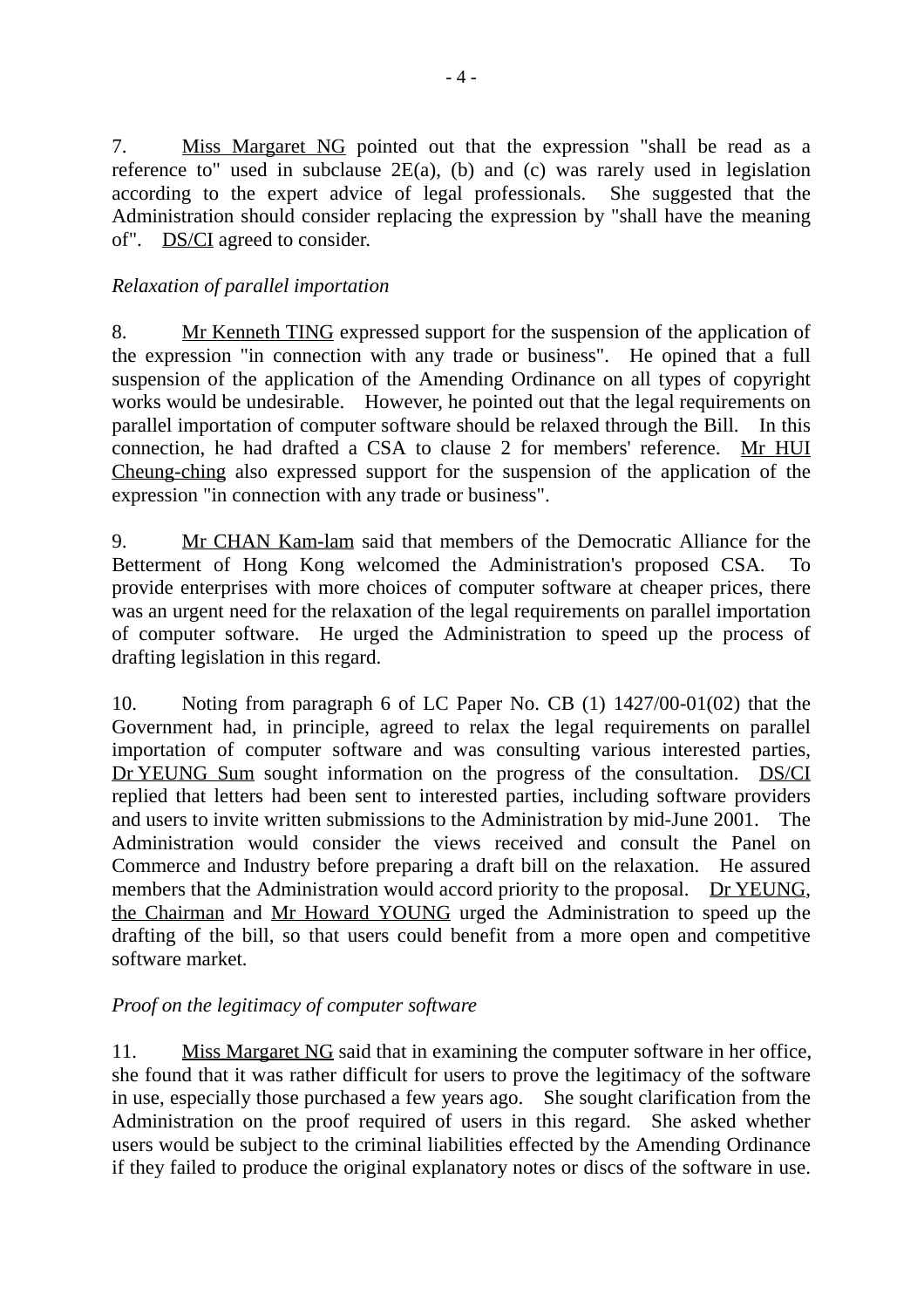7. Miss Margaret NG pointed out that the expression "shall be read as a reference to" used in subclause 2E(a), (b) and (c) was rarely used in legislation according to the expert advice of legal professionals. She suggested that the Administration should consider replacing the expression by "shall have the meaning of". DS/CI agreed to consider.

*Relaxation of parallel importation*

8. Mr Kenneth TING expressed support for the suspension of the application of the expression "in connection with any trade or business". He opined that a full suspension of the application of the Amending Ordinance on all types of copyright works would be undesirable. However, he pointed out that the legal requirements on parallel importation of computer software should be relaxed through the Bill. In this connection, he had drafted a CSA to clause 2 for members' reference. Mr HUI Cheung-ching also expressed support for the suspension of the application of the expression "in connection with any trade or business".

9. Mr CHAN Kam-lam said that members of the Democratic Alliance for the Betterment of Hong Kong welcomed the Administration's proposed CSA. To provide enterprises with more choices of computer software at cheaper prices, there was an urgent need for the relaxation of the legal requirements on parallel importation of computer software. He urged the Administration to speed up the process of drafting legislation in this regard.

10. Noting from paragraph 6 of LC Paper No. CB (1) 1427/00-01(02) that the Government had, in principle, agreed to relax the legal requirements on parallel importation of computer software and was consulting various interested parties, Dr YEUNG Sum sought information on the progress of the consultation. DS/CI replied that letters had been sent to interested parties, including software providers and users to invite written submissions to the Administration by mid-June 2001. The Administration would consider the views received and consult the Panel on Commerce and Industry before preparing a draft bill on the relaxation. He assured members that the Administration would accord priority to the proposal. Dr YEUNG, the Chairman and Mr Howard YOUNG urged the Administration to speed up the drafting of the bill, so that users could benefit from a more open and competitive software market.

*Proof on the legitimacy of computer software*

11. Miss Margaret NG said that in examining the computer software in her office, she found that it was rather difficult for users to prove the legitimacy of the software in use, especially those purchased a few years ago. She sought clarification from the Administration on the proof required of users in this regard. She asked whether users would be subject to the criminal liabilities effected by the Amending Ordinance if they failed to produce the original explanatory notes or discs of the software in use.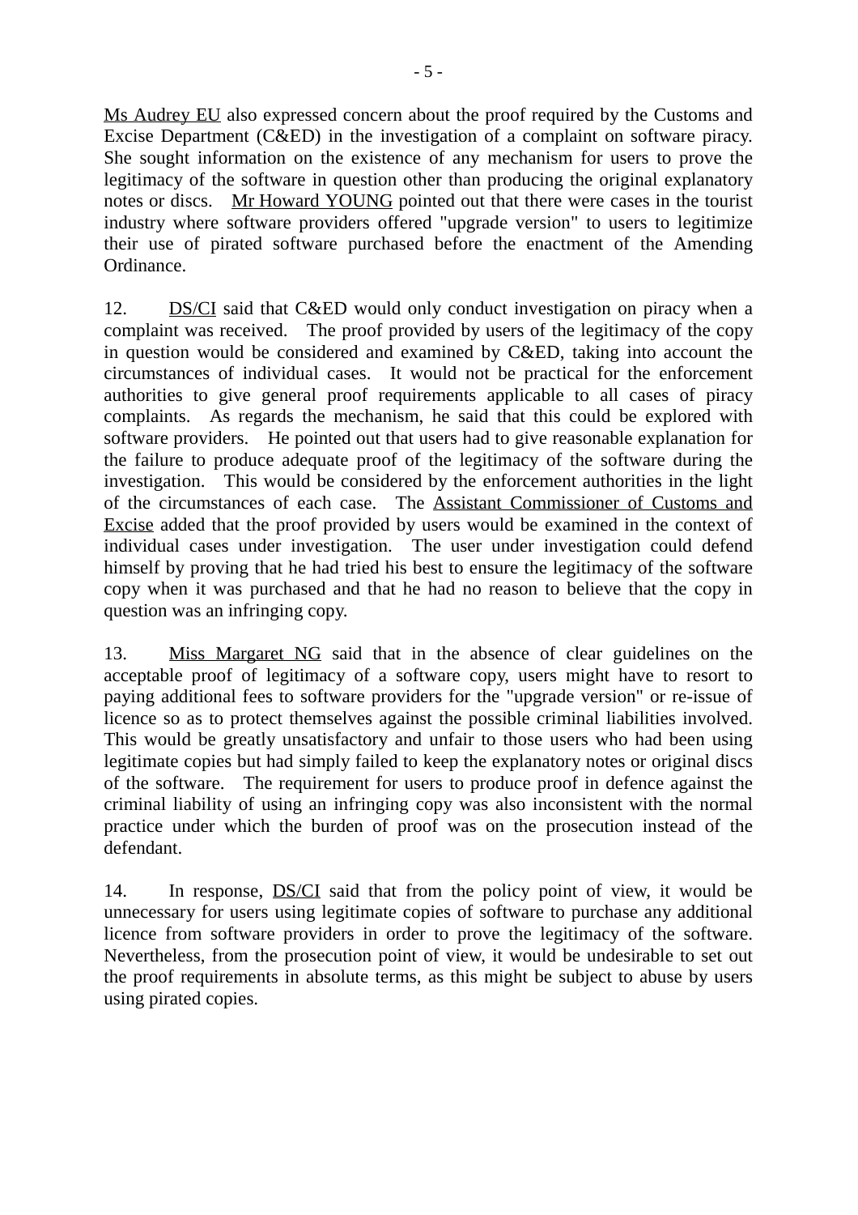Ms Audrey EU also expressed concern about the proof required by the Customs and Excise Department (C&ED) in the investigation of a complaint on software piracy. She sought information on the existence of any mechanism for users to prove the legitimacy of the software in question other than producing the original explanatory notes or discs. Mr Howard YOUNG pointed out that there were cases in the tourist industry where software providers offered "upgrade version" to users to legitimize their use of pirated software purchased before the enactment of the Amending Ordinance.

12. DS/CI said that C&ED would only conduct investigation on piracy when a complaint was received. The proof provided by users of the legitimacy of the copy in question would be considered and examined by C&ED, taking into account the circumstances of individual cases. It would not be practical for the enforcement authorities to give general proof requirements applicable to all cases of piracy complaints. As regards the mechanism, he said that this could be explored with software providers. He pointed out that users had to give reasonable explanation for the failure to produce adequate proof of the legitimacy of the software during the investigation. This would be considered by the enforcement authorities in the light of the circumstances of each case. The Assistant Commissioner of Customs and Excise added that the proof provided by users would be examined in the context of individual cases under investigation. The user under investigation could defend himself by proving that he had tried his best to ensure the legitimacy of the software copy when it was purchased and that he had no reason to believe that the copy in question was an infringing copy.

13. Miss Margaret NG said that in the absence of clear guidelines on the acceptable proof of legitimacy of a software copy, users might have to resort to paying additional fees to software providers for the "upgrade version" or re-issue of licence so as to protect themselves against the possible criminal liabilities involved. This would be greatly unsatisfactory and unfair to those users who had been using legitimate copies but had simply failed to keep the explanatory notes or original discs of the software. The requirement for users to produce proof in defence against the criminal liability of using an infringing copy was also inconsistent with the normal practice under which the burden of proof was on the prosecution instead of the defendant.

14. In response, DS/CI said that from the policy point of view, it would be unnecessary for users using legitimate copies of software to purchase any additional licence from software providers in order to prove the legitimacy of the software. Nevertheless, from the prosecution point of view, it would be undesirable to set out the proof requirements in absolute terms, as this might be subject to abuse by users using pirated copies.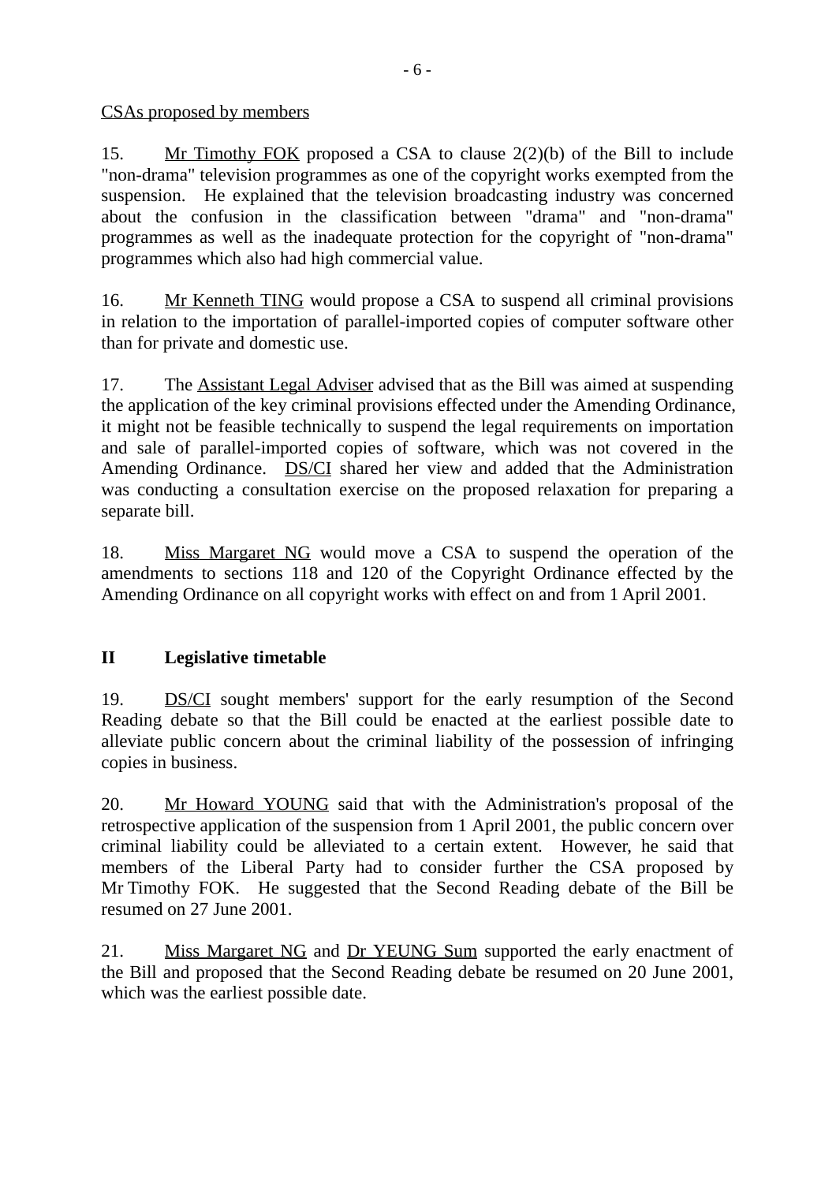CSAs proposed by members

15. Mr Timothy FOK proposed a CSA to clause 2(2)(b) of the Bill to include "non-drama" television programmes as one of the copyright works exempted from the suspension. He explained that the television broadcasting industry was concerned about the confusion in the classification between "drama" and "non-drama" programmes as well as the inadequate protection for the copyright of "non-drama" programmes which also had high commercial value.

16. Mr Kenneth TING would propose a CSA to suspend all criminal provisions in relation to the importation of parallel-imported copies of computer software other than for private and domestic use.

17. The Assistant Legal Adviser advised that as the Bill was aimed at suspending the application of the key criminal provisions effected under the Amending Ordinance, it might not be feasible technically to suspend the legal requirements on importation and sale of parallel-imported copies of software, which was not covered in the Amending Ordinance. DS/CI shared her view and added that the Administration was conducting a consultation exercise on the proposed relaxation for preparing a separate bill.

18. Miss Margaret NG would move a CSA to suspend the operation of the amendments to sections 118 and 120 of the Copyright Ordinance effected by the Amending Ordinance on all copyright works with effect on and from 1 April 2001.

## II Legislative timetable

19. DS/CI sought members' support for the early resumption of the Second Reading debate so that the Bill could be enacted at the earliest possible date to alleviate public concern about the criminal liability of the possession of infringing copies in business.

20. Mr Howard YOUNG said that with the Administration's proposal of the retrospective application of the suspension from 1 April 2001, the public concern over criminal liability could be alleviated to a certain extent. However, he said that members of the Liberal Party had to consider further the CSA proposed by Mr Timothy FOK. He suggested that the Second Reading debate of the Bill be resumed on 27 June 2001.

21. Miss Margaret NG and Dr YEUNG Sum supported the early enactment of the Bill and proposed that the Second Reading debate be resumed on 20 June 2001, which was the earliest possible date.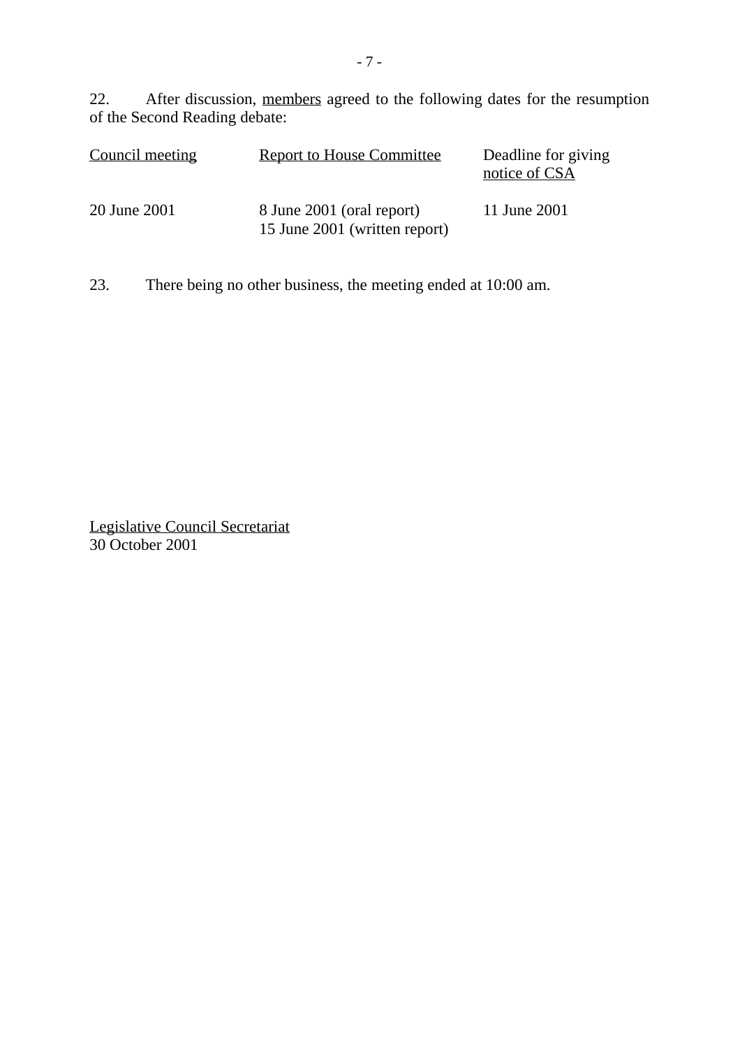22. After discussion, members agreed to the following dates for the resumption of the Second Reading debate:

| Council meeting | Report to House Committee | Deadline for giving notice of CSA |
|---|---|---|
| 20 June 2001 | 8 June 2001 (oral report)<br>15 June 2001 (written report) | 11 June 2001 |

23. There being no other business, the meeting ended at 10:00 am.

Legislative Council Secretariat
30 October 2001